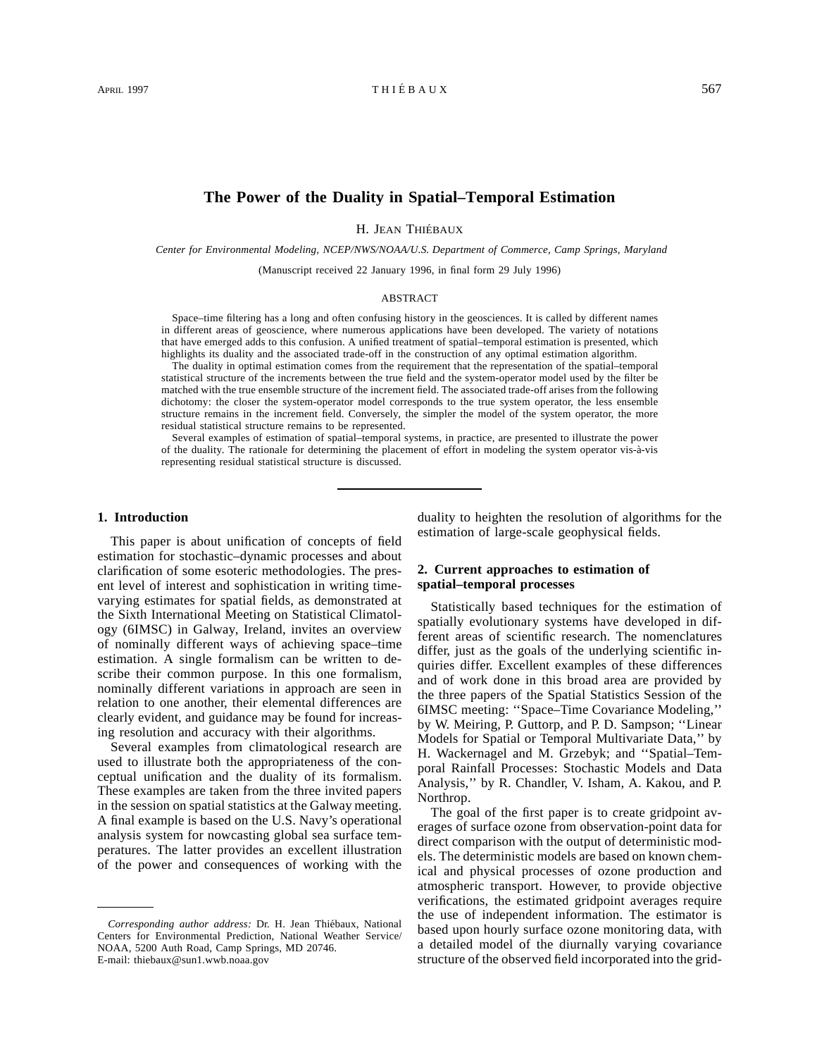# The Power of the Duality in Spatial–Temporal Estimation

H. JEAN THIÉBAUX

*Center for Environmental Modeling, NCEP/NWS/NOAA/U.S. Department of Commerce, Camp Springs, Maryland*

(Manuscript received 22 January 1996, in final form 29 July 1996)

## ABSTRACT

Space–time filtering has a long and often confusing history in the geosciences. It is called by different names in different areas of geoscience, where numerous applications have been developed. The variety of notations that have emerged adds to this confusion. A unified treatment of spatial–temporal estimation is presented, which highlights its duality and the associated trade-off in the construction of any optimal estimation algorithm.

The duality in optimal estimation comes from the requirement that the representation of the spatial–temporal statistical structure of the increments between the true field and the system-operator model used by the filter be matched with the true ensemble structure of the increment field. The associated trade-off arises from the following dichotomy: the closer the system-operator model corresponds to the true system operator, the less ensemble structure remains in the increment field. Conversely, the simpler the model of the system operator, the more residual statistical structure remains to be represented.

Several examples of estimation of spatial–temporal systems, in practice, are presented to illustrate the power of the duality. The rationale for determining the placement of effort in modeling the system operator vis-à-vis representing residual statistical structure is discussed.

## 1. Introduction

This paper is about unification of concepts of field estimation for stochastic–dynamic processes and about clarification of some esoteric methodologies. The present level of interest and sophistication in writing time-varying estimates for spatial fields, as demonstrated at the Sixth International Meeting on Statistical Climatology (6IMSC) in Galway, Ireland, invites an overview of nominally different ways of achieving space–time estimation. A single formalism can be written to describe their common purpose. In this one formalism, nominally different variations in approach are seen in relation to one another, their elemental differences are clearly evident, and guidance may be found for increasing resolution and accuracy with their algorithms.

Several examples from climatological research are used to illustrate both the appropriateness of the conceptual unification and the duality of its formalism. These examples are taken from the three invited papers in the session on spatial statistics at the Galway meeting. A final example is based on the U.S. Navy's operational analysis system for nowcasting global sea surface temperatures. The latter provides an excellent illustration of the power and consequences of working with the duality to heighten the resolution of algorithms for the estimation of large-scale geophysical fields.

## 2. Current approaches to estimation of spatial–temporal processes

Statistically based techniques for the estimation of spatially evolutionary systems have developed in different areas of scientific research. The nomenclatures differ, just as the goals of the underlying scientific inquiries differ. Excellent examples of these differences and of work done in this broad area are provided by the three papers of the Spatial Statistics Session of the 6IMSC meeting: ''Space–Time Covariance Modeling,'' by W. Meiring, P. Guttorp, and P. D. Sampson; ''Linear Models for Spatial or Temporal Multivariate Data,'' by H. Wackernagel and M. Grzebyk; and ''Spatial–Temporal Rainfall Processes: Stochastic Models and Data Analysis,'' by R. Chandler, V. Isham, A. Kakou, and P. Northrop.

The goal of the first paper is to create gridpoint averages of surface ozone from observation-point data for direct comparison with the output of deterministic models. The deterministic models are based on known chemical and physical processes of ozone production and atmospheric transport. However, to provide objective verifications, the estimated gridpoint averages require the use of independent information. The estimator is based upon hourly surface ozone monitoring data, with a detailed model of the diurnally varying covariance structure of the observed field incorporated into the grid-

*Corresponding author address:* Dr. H. Jean Thiébaux, National Centers for Environmental Prediction, National Weather Service/NOAA, 5200 Auth Road, Camp Springs, MD 20746.
E-mail: thiebaux@sun1.wwb.noaa.gov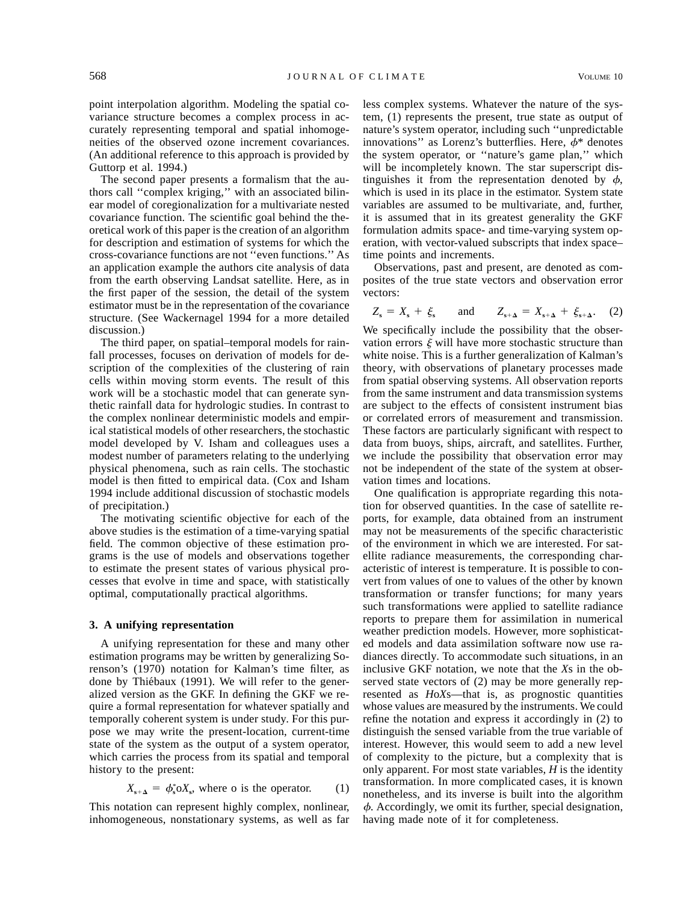point interpolation algorithm. Modeling the spatial covariance structure becomes a complex process in accurately representing temporal and spatial inhomogeneities of the observed ozone increment covariances. (An additional reference to this approach is provided by Guttorp et al. 1994.)

The second paper presents a formalism that the authors call ''complex kriging,'' with an associated bilinear model of coregionalization for a multivariate nested covariance function. The scientific goal behind the theoretical work of this paper is the creation of an algorithm for description and estimation of systems for which the cross-covariance functions are not ''even functions.'' As an application example the authors cite analysis of data from the earth observing Landsat satellite. Here, as in the first paper of the session, the detail of the system estimator must be in the representation of the covariance structure. (See Wackernagel 1994 for a more detailed discussion.)

The third paper, on spatial–temporal models for rainfall processes, focuses on derivation of models for description of the complexities of the clustering of rain cells within moving storm events. The result of this work will be a stochastic model that can generate synthetic rainfall data for hydrologic studies. In contrast to the complex nonlinear deterministic models and empirical statistical models of other researchers, the stochastic model developed by V. Isham and colleagues uses a modest number of parameters relating to the underlying physical phenomena, such as rain cells. The stochastic model is then fitted to empirical data. (Cox and Isham 1994 include additional discussion of stochastic models of precipitation.)

The motivating scientific objective for each of the above studies is the estimation of a time-varying spatial field. The common objective of these estimation programs is the use of models and observations together to estimate the present states of various physical processes that evolve in time and space, with statistically optimal, computationally practical algorithms.

## 3. A unifying representation

A unifying representation for these and many other estimation programs may be written by generalizing Sorenson's (1970) notation for Kalman's time filter, as done by Thiébaux (1991). We will refer to the generalized version as the GKF. In defining the GKF we require a formal representation for whatever spatially and temporally coherent system is under study. For this purpose we may write the present-location, current-time state of the system as the output of a system operator, which carries the process from its spatial and temporal history to the present:

$$X_{\mathbf{s}+\boldsymbol{\Delta}} = \phi^{*}_{\mathbf{s}} \text{o} X_{\mathbf{s}}, \text{ where o is the operator.} \qquad (1)$$

This notation can represent highly complex, nonlinear, inhomogeneous, nonstationary systems, as well as far less complex systems. Whatever the nature of the system, (1) represents the present, true state as output of nature's system operator, including such ''unpredictable innovations'' as Lorenz's butterflies. Here, $\phi^{*}$ denotes the system operator, or ''nature's game plan,'' which will be incompletely known. The star superscript distinguishes it from the representation denoted by $\phi$, which is used in its place in the estimator. System state variables are assumed to be multivariate, and, further, it is assumed that in its greatest generality the GKF formulation admits space- and time-varying system operation, with vector-valued subscripts that index space–time points and increments.

Observations, past and present, are denoted as composites of the true state vectors and observation error vectors:

$$Z_{\mathbf{s}} = X_{\mathbf{s}} + \xi_{\mathbf{s}} \qquad \text{and} \qquad Z_{\mathbf{s}+\boldsymbol{\Delta}} = X_{\mathbf{s}+\boldsymbol{\Delta}} + \xi_{\mathbf{s}+\boldsymbol{\Delta}}. \quad (2)$$

We specifically include the possibility that the observation errors $\xi$ will have more stochastic structure than white noise. This is a further generalization of Kalman's theory, with observations of planetary processes made from spatial observing systems. All observation reports from the same instrument and data transmission systems are subject to the effects of consistent instrument bias or correlated errors of measurement and transmission. These factors are particularly significant with respect to data from buoys, ships, aircraft, and satellites. Further, we include the possibility that observation error may not be independent of the state of the system at observation times and locations.

One qualification is appropriate regarding this notation for observed quantities. In the case of satellite reports, for example, data obtained from an instrument may not be measurements of the specific characteristic of the environment in which we are interested. For satellite radiance measurements, the corresponding characteristic of interest is temperature. It is possible to convert from values of one to values of the other by known transformation or transfer functions; for many years such transformations were applied to satellite radiance reports to prepare them for assimilation in numerical weather prediction models. However, more sophisticated models and data assimilation software now use radiances directly. To accommodate such situations, in an inclusive GKF notation, we note that the $X$s in the observed state vectors of (2) may be more generally represented as $H$o$X$s—that is, as prognostic quantities whose values are measured by the instruments. We could refine the notation and express it accordingly in (2) to distinguish the sensed variable from the true variable of interest. However, this would seem to add a new level of complexity to the picture, but a complexity that is only apparent. For most state variables, $H$ is the identity transformation. In more complicated cases, it is known nonetheless, and its inverse is built into the algorithm $\phi$. Accordingly, we omit its further, special designation, having made note of it for completeness.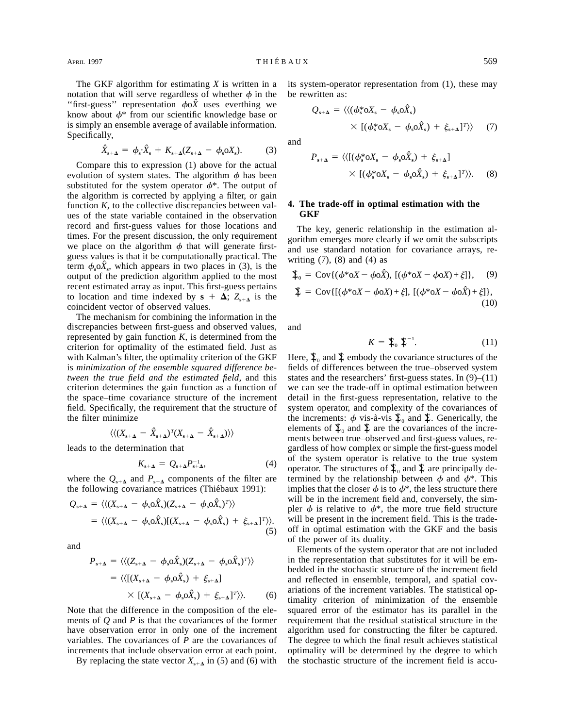The GKF algorithm for estimating $X$ is written in a notation that will serve regardless of whether $\phi$ in the "first-guess" representation $\phi o \hat{X}$ uses everthing we know about $\phi^*$ from our scientific knowledge base or is simply an ensemble average of available information. Specifically,

$$\hat{X}_{\mathbf{s}+\mathbf{\Delta}} = \phi_{\mathbf{s}} \cdot \hat{X}_{\mathbf{s}} + K_{\mathbf{s}+\mathbf{\Delta}}(Z_{\mathbf{s}+\mathbf{\Delta}} - \phi_{\mathbf{s}} o X_{\mathbf{s}}). \tag{3}$$

Compare this to expression (1) above for the actual evolution of system states. The algorithm $\phi$ has been substituted for the system operator $\phi^*$. The output of the algorithm is corrected by applying a filter, or gain function $K$, to the collective discrepancies between values of the state variable contained in the observation record and first-guess values for those locations and times. For the present discussion, the only requirement we place on the algorithm $\phi$ that will generate first-guess values is that it be computationally practical. The term $\phi_{\mathbf{s}} o \hat{X}_{\mathbf{s}}$, which appears in two places in (3), is the output of the prediction algorithm applied to the most recent estimated array as input. This first-guess pertains to location and time indexed by $\mathbf{s} + \mathbf{\Delta}$; $Z_{\mathbf{s}+\mathbf{\Delta}}$ is the coincident vector of observed values.

The mechanism for combining the information in the discrepancies between first-guess and observed values, represented by gain function $K$, is determined from the criterion for optimality of the estimated field. Just as with Kalman's filter, the optimality criterion of the GKF is *minimization of the ensemble squared difference between the true field and the estimated field,* and this criterion determines the gain function as a function of the space–time covariance structure of the increment field. Specifically, the requirement that the structure of the filter minimize

$$\langle\langle (X_{\mathbf{s}+\mathbf{\Delta}} - \hat{X}_{\mathbf{s}+\mathbf{\Delta}})^T (X_{\mathbf{s}+\mathbf{\Delta}} - \hat{X}_{\mathbf{s}+\mathbf{\Delta}}) \rangle\rangle$$

leads to the determination that

$$K_{\mathbf{s}+\mathbf{\Delta}} = Q_{\mathbf{s}+\mathbf{\Delta}} P^{-1}_{\mathbf{s}+\mathbf{\Delta}}, \tag{4}$$

where the $Q_{\mathbf{s}+\mathbf{\Delta}}$ and $P_{\mathbf{s}+\mathbf{\Delta}}$ components of the filter are the following covariance matrices (Thiébaux 1991):

$$\begin{aligned} Q_{\mathbf{s}+\mathbf{\Delta}} &= \langle\langle (X_{\mathbf{s}+\mathbf{\Delta}} - \phi_{\mathbf{s}} o \hat{X}_{\mathbf{s}})(Z_{\mathbf{s}+\mathbf{\Delta}} - \phi_{\mathbf{s}} o \hat{X}_{\mathbf{s}})^T \rangle\rangle \\ &= \langle\langle (X_{\mathbf{s}+\mathbf{\Delta}} - \phi_{\mathbf{s}} o \hat{X}_{\mathbf{s}})[(X_{\mathbf{s}+\mathbf{\Delta}} - \phi_{\mathbf{s}} o \hat{X}_{\mathbf{s}}) + \xi_{\mathbf{s}+\mathbf{\Delta}}]^T \rangle\rangle. \end{aligned} \tag{5}$$

and

$$\begin{aligned} P_{\mathbf{s}+\mathbf{\Delta}} &= \langle\langle (Z_{\mathbf{s}+\mathbf{\Delta}} - \phi_{\mathbf{s}} o \hat{X}_{\mathbf{s}})(Z_{\mathbf{s}+\mathbf{\Delta}} - \phi_{\mathbf{s}} o \hat{X}_{\mathbf{s}})^T \rangle\rangle \\ &= \langle\langle [(X_{\mathbf{s}+\mathbf{\Delta}} - \phi_{\mathbf{s}} o \hat{X}_{\mathbf{s}}) + \xi_{\mathbf{s}+\mathbf{\Delta}}] \\ &\quad \times [(X_{\mathbf{s}+\mathbf{\Delta}} - \phi_{\mathbf{s}} o \hat{X}_{\mathbf{s}}) + \xi_{\mathbf{s}+\mathbf{\Delta}}]^T \rangle\rangle. \end{aligned} \tag{6}$$

Note that the difference in the composition of the elements of $Q$ and $P$ is that the covariances of the former have observation error in only one of the increment variables. The covariances of $P$ are the covariances of increments that include observation error at each point.

By replacing the state vector $X_{\mathbf{s}+\mathbf{\Delta}}$ in (5) and (6) with its system-operator representation from (1), these may be rewritten as:

$$\begin{aligned} Q_{\mathbf{s}+\mathbf{\Delta}} &= \langle\langle (\phi^*_{\mathbf{s}} o X_{\mathbf{s}} - \phi_{\mathbf{s}} o \hat{X}_{\mathbf{s}}) \\ &\quad \times [(\phi^*_{\mathbf{s}} o X_{\mathbf{s}} - \phi_{\mathbf{s}} o \hat{X}_{\mathbf{s}}) + \xi_{\mathbf{s}+\mathbf{\Delta}}]^T \rangle\rangle \end{aligned} \tag{7}$$

and

$$\begin{aligned} P_{\mathbf{s}+\mathbf{\Delta}} &= \langle\langle [(\phi^*_{\mathbf{s}} o X_{\mathbf{s}} - \phi_{\mathbf{s}} o \hat{X}_{\mathbf{s}}) + \xi_{\mathbf{s}+\mathbf{\Delta}}] \\ &\quad \times [(\phi^*_{\mathbf{s}} o X_{\mathbf{s}} - \phi_{\mathbf{s}} o \hat{X}_{\mathbf{s}}) + \xi_{\mathbf{s}+\mathbf{\Delta}}]^T \rangle\rangle. \end{aligned} \tag{8}$$

## 4. The trade-off in optimal estimation with the GKF

The key, generic relationship in the estimation algorithm emerges more clearly if we omit the subscripts and use standard notation for covariance arrays, rewriting (7), (8) and (4) as

$$\Sigma_0 = \mathrm{Cov}\{(\phi^* o X - \phi o \hat{X}),\ [(\phi^* o X - \phi o X) + \xi]\}, \tag{9}$$

$$\Sigma = \mathrm{Cov}\{[(\phi^* o X - \phi o X) + \xi],\ [(\phi^* o X - \phi o \hat{X}) + \xi]\}, \tag{10}$$

and

$$K = \Sigma_0 \Sigma^{-1}. \tag{11}$$

Here, $\Sigma_0$ and $\Sigma$ embody the covariance structures of the fields of differences between the true–observed system states and the researchers' first-guess states. In (9)–(11) we can see the trade-off in optimal estimation between detail in the first-guess representation, relative to the system operator, and complexity of the covariances of the increments: $\phi$ vis-à-vis $\Sigma_0$ and $\Sigma$. Generically, the elements of $\Sigma_0$ and $\Sigma$ are the covariances of the increments between true–observed and first-guess values, regardless of how complex or simple the first-guess model of the system operator is relative to the true system operator. The structures of $\Sigma_0$ and $\Sigma$ are principally determined by the relationship between $\phi$ and $\phi^*$. This implies that the closer $\phi$ is to $\phi^*$, the less structure there will be in the increment field and, conversely, the simpler $\phi$ is relative to $\phi^*$, the more true field structure will be present in the increment field. This is the trade-off in optimal estimation with the GKF and the basis of the power of its duality.

Elements of the system operator that are not included in the representation that substitutes for it will be embedded in the stochastic structure of the increment field and reflected in ensemble, temporal, and spatial covariations of the increment variables. The statistical optimality criterion of minimization of the ensemble squared error of the estimator has its parallel in the requirement that the residual statistical structure in the algorithm used for constructing the filter be captured. The degree to which the final result achieves statistical optimality will be determined by the degree to which the stochastic structure of the increment field is accu-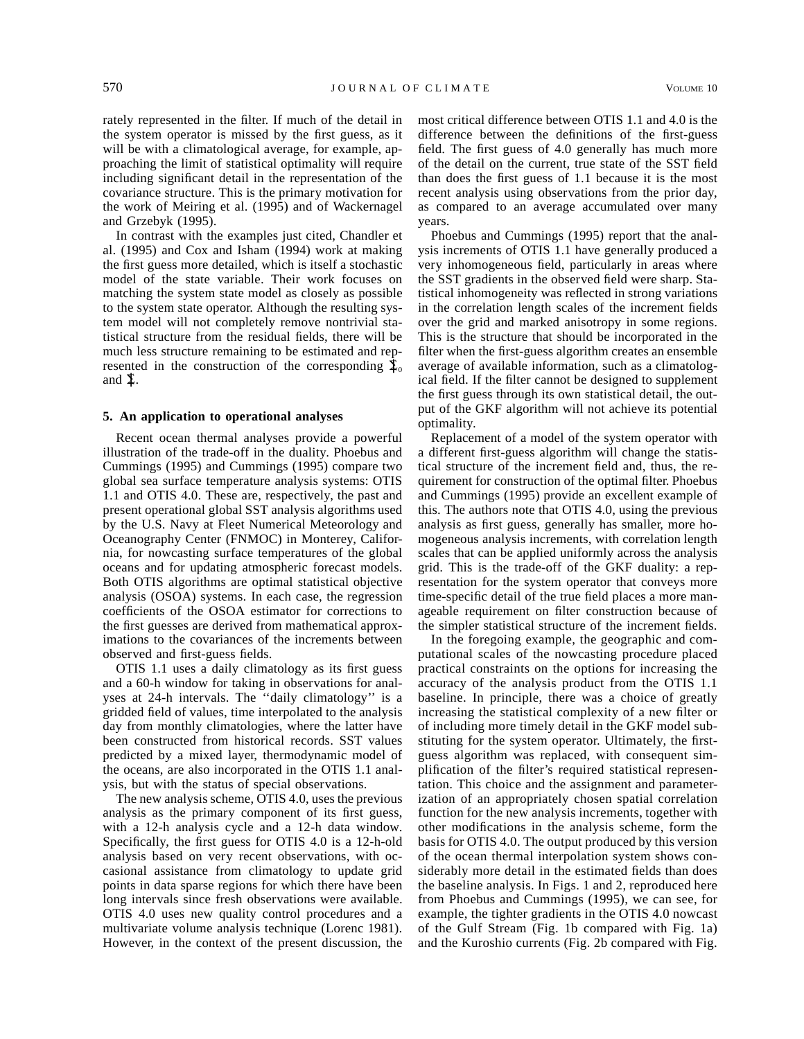rately represented in the filter. If much of the detail in the system operator is missed by the first guess, as it will be with a climatological average, for example, approaching the limit of statistical optimality will require including significant detail in the representation of the covariance structure. This is the primary motivation for the work of Meiring et al. (1995) and of Wackernagel and Grzebyk (1995).

In contrast with the examples just cited, Chandler et al. (1995) and Cox and Isham (1994) work at making the first guess more detailed, which is itself a stochastic model of the state variable. Their work focuses on matching the system state model as closely as possible to the system state operator. Although the resulting system model will not completely remove nontrivial statistical structure from the residual fields, there will be much less structure remaining to be estimated and represented in the construction of the corresponding $\mathfrak{T}_0$ and $\mathfrak{T}$.

## 5. An application to operational analyses

Recent ocean thermal analyses provide a powerful illustration of the trade-off in the duality. Phoebus and Cummings (1995) and Cummings (1995) compare two global sea surface temperature analysis systems: OTIS 1.1 and OTIS 4.0. These are, respectively, the past and present operational global SST analysis algorithms used by the U.S. Navy at Fleet Numerical Meteorology and Oceanography Center (FNMOC) in Monterey, California, for nowcasting surface temperatures of the global oceans and for updating atmospheric forecast models. Both OTIS algorithms are optimal statistical objective analysis (OSOA) systems. In each case, the regression coefficients of the OSOA estimator for corrections to the first guesses are derived from mathematical approximations to the covariances of the increments between observed and first-guess fields.

OTIS 1.1 uses a daily climatology as its first guess and a 60-h window for taking in observations for analyses at 24-h intervals. The ''daily climatology'' is a gridded field of values, time interpolated to the analysis day from monthly climatologies, where the latter have been constructed from historical records. SST values predicted by a mixed layer, thermodynamic model of the oceans, are also incorporated in the OTIS 1.1 analysis, but with the status of special observations.

The new analysis scheme, OTIS 4.0, uses the previous analysis as the primary component of its first guess, with a 12-h analysis cycle and a 12-h data window. Specifically, the first guess for OTIS 4.0 is a 12-h-old analysis based on very recent observations, with occasional assistance from climatology to update grid points in data sparse regions for which there have been long intervals since fresh observations were available. OTIS 4.0 uses new quality control procedures and a multivariate volume analysis technique (Lorenc 1981). However, in the context of the present discussion, the most critical difference between OTIS 1.1 and 4.0 is the difference between the definitions of the first-guess field. The first guess of 4.0 generally has much more of the detail on the current, true state of the SST field than does the first guess of 1.1 because it is the most recent analysis using observations from the prior day, as compared to an average accumulated over many years.

Phoebus and Cummings (1995) report that the analysis increments of OTIS 1.1 have generally produced a very inhomogeneous field, particularly in areas where the SST gradients in the observed field were sharp. Statistical inhomogeneity was reflected in strong variations in the correlation length scales of the increment fields over the grid and marked anisotropy in some regions. This is the structure that should be incorporated in the filter when the first-guess algorithm creates an ensemble average of available information, such as a climatological field. If the filter cannot be designed to supplement the first guess through its own statistical detail, the output of the GKF algorithm will not achieve its potential optimality.

Replacement of a model of the system operator with a different first-guess algorithm will change the statistical structure of the increment field and, thus, the requirement for construction of the optimal filter. Phoebus and Cummings (1995) provide an excellent example of this. The authors note that OTIS 4.0, using the previous analysis as first guess, generally has smaller, more homogeneous analysis increments, with correlation length scales that can be applied uniformly across the analysis grid. This is the trade-off of the GKF duality: a representation for the system operator that conveys more time-specific detail of the true field places a more manageable requirement on filter construction because of the simpler statistical structure of the increment fields.

In the foregoing example, the geographic and computational scales of the nowcasting procedure placed practical constraints on the options for increasing the accuracy of the analysis product from the OTIS 1.1 baseline. In principle, there was a choice of greatly increasing the statistical complexity of a new filter or of including more timely detail in the GKF model substituting for the system operator. Ultimately, the first-guess algorithm was replaced, with consequent simplification of the filter's required statistical representation. This choice and the assignment and parameterization of an appropriately chosen spatial correlation function for the new analysis increments, together with other modifications in the analysis scheme, form the basis for OTIS 4.0. The output produced by this version of the ocean thermal interpolation system shows considerably more detail in the estimated fields than does the baseline analysis. In Figs. 1 and 2, reproduced here from Phoebus and Cummings (1995), we can see, for example, the tighter gradients in the OTIS 4.0 nowcast of the Gulf Stream (Fig. 1b compared with Fig. 1a) and the Kuroshio currents (Fig. 2b compared with Fig.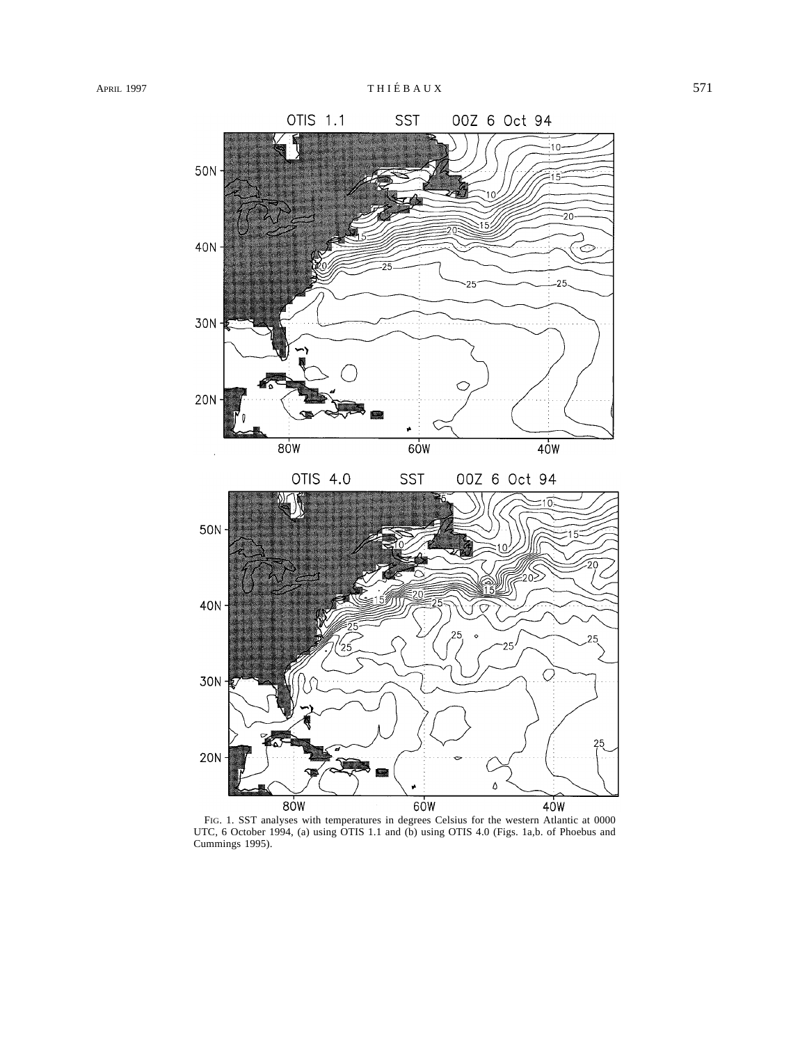FIG. 1. SST analyses with temperatures in degrees Celsius for the western Atlantic at 0000 UTC, 6 October 1994, (a) using OTIS 1.1 and (b) using OTIS 4.0 (Figs. 1a,b. of Phoebus and Cummings 1995).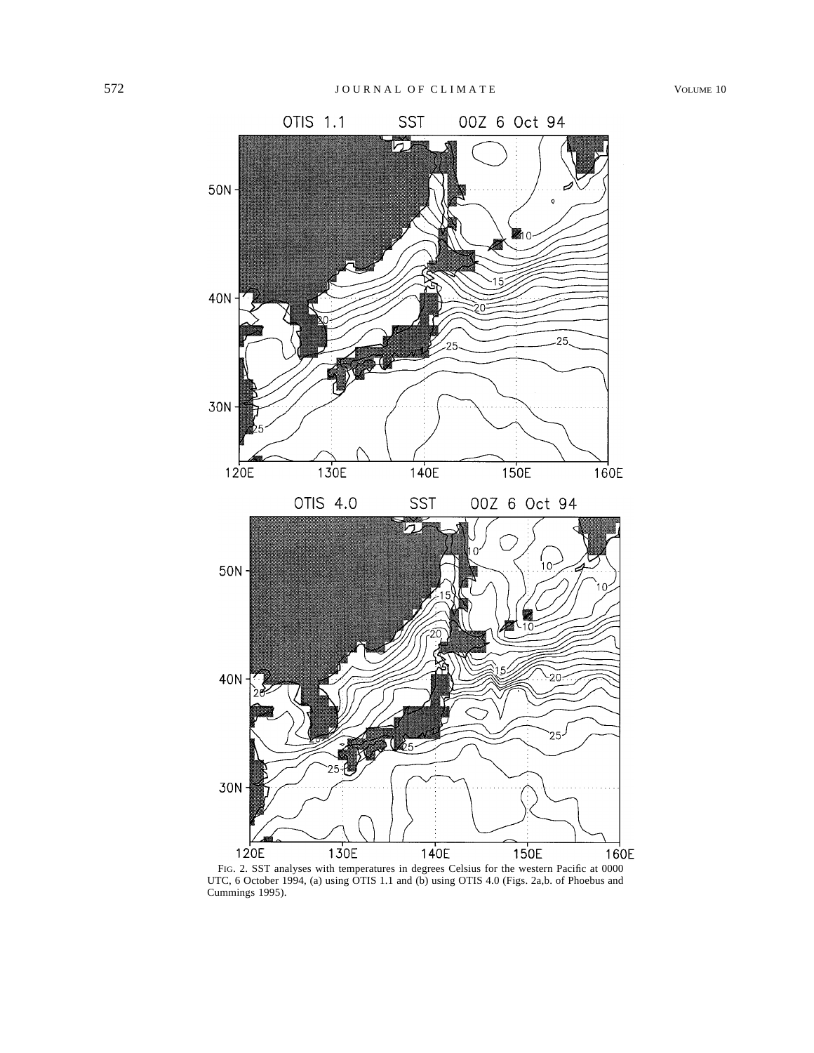FIG. 2. SST analyses with temperatures in degrees Celsius for the western Pacific at 0000 UTC, 6 October 1994, (a) using OTIS 1.1 and (b) using OTIS 4.0 (Figs. 2a,b. of Phoebus and Cummings 1995).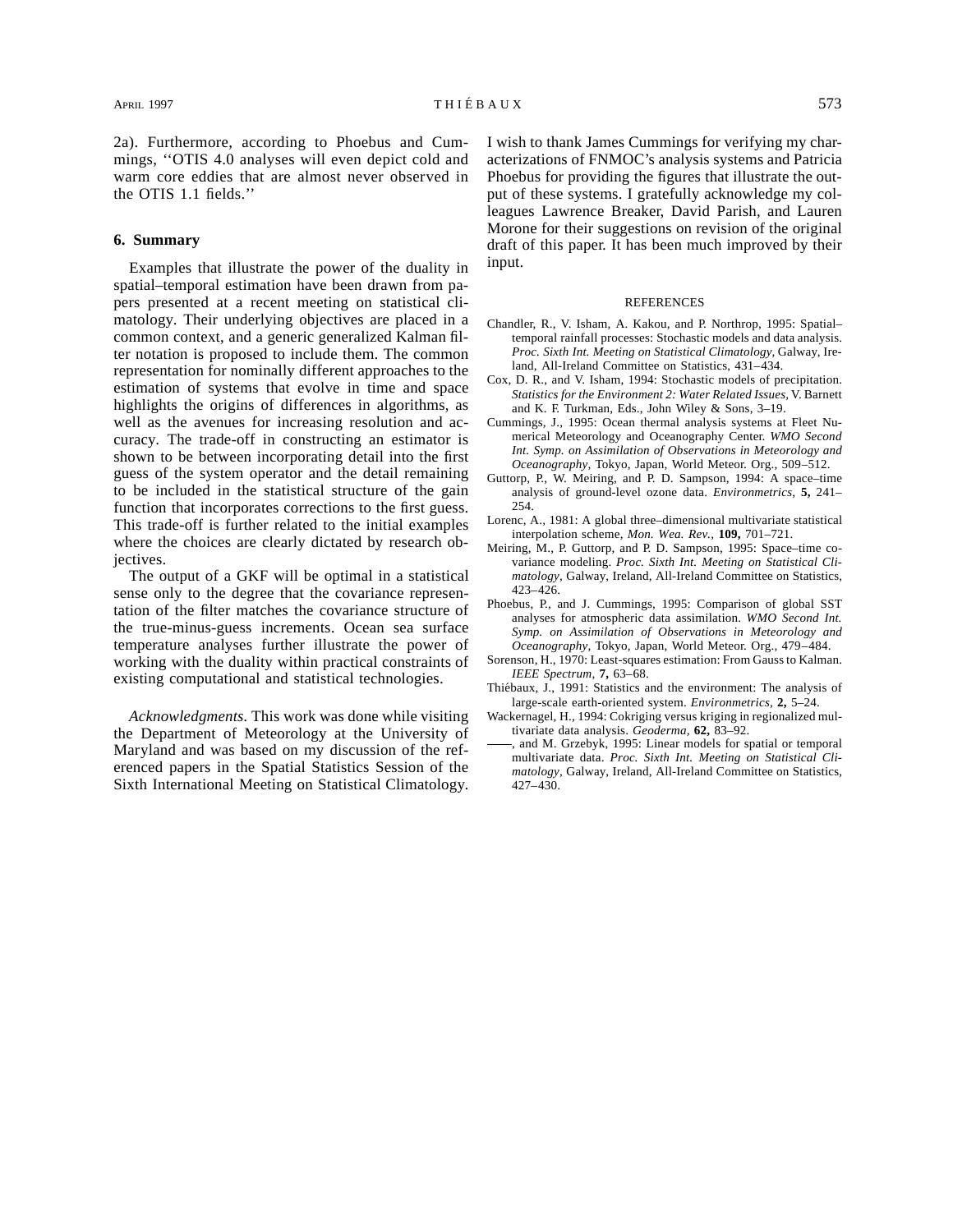2a). Furthermore, according to Phoebus and Cummings, ''OTIS 4.0 analyses will even depict cold and warm core eddies that are almost never observed in the OTIS 1.1 fields.''

## 6. Summary

Examples that illustrate the power of the duality in spatial–temporal estimation have been drawn from papers presented at a recent meeting on statistical climatology. Their underlying objectives are placed in a common context, and a generic generalized Kalman filter notation is proposed to include them. The common representation for nominally different approaches to the estimation of systems that evolve in time and space highlights the origins of differences in algorithms, as well as the avenues for increasing resolution and accuracy. The trade-off in constructing an estimator is shown to be between incorporating detail into the first guess of the system operator and the detail remaining to be included in the statistical structure of the gain function that incorporates corrections to the first guess. This trade-off is further related to the initial examples where the choices are clearly dictated by research objectives.

The output of a GKF will be optimal in a statistical sense only to the degree that the covariance representation of the filter matches the covariance structure of the true-minus-guess increments. Ocean sea surface temperature analyses further illustrate the power of working with the duality within practical constraints of existing computational and statistical technologies.

*Acknowledgments.* This work was done while visiting the Department of Meteorology at the University of Maryland and was based on my discussion of the referenced papers in the Spatial Statistics Session of the Sixth International Meeting on Statistical Climatology. I wish to thank James Cummings for verifying my characterizations of FNMOC's analysis systems and Patricia Phoebus for providing the figures that illustrate the output of these systems. I gratefully acknowledge my colleagues Lawrence Breaker, David Parish, and Lauren Morone for their suggestions on revision of the original draft of this paper. It has been much improved by their input.

## REFERENCES

Chandler, R., V. Isham, A. Kakou, and P. Northrop, 1995: Spatial–temporal rainfall processes: Stochastic models and data analysis. *Proc. Sixth Int. Meeting on Statistical Climatology,* Galway, Ireland, All-Ireland Committee on Statistics, 431–434.

Cox, D. R., and V. Isham, 1994: Stochastic models of precipitation. *Statistics for the Environment 2: Water Related Issues,* V. Barnett and K. F. Turkman, Eds., John Wiley & Sons, 3–19.

Cummings, J., 1995: Ocean thermal analysis systems at Fleet Numerical Meteorology and Oceanography Center. *WMO Second Int. Symp. on Assimilation of Observations in Meteorology and Oceanography,* Tokyo, Japan, World Meteor. Org., 509–512.

Guttorp, P., W. Meiring, and P. D. Sampson, 1994: A space–time analysis of ground-level ozone data. *Environmetrics,* **5,** 241–254.

Lorenc, A., 1981: A global three–dimensional multivariate statistical interpolation scheme, *Mon. Wea. Rev.,* **109,** 701–721.

Meiring, M., P. Guttorp, and P. D. Sampson, 1995: Space–time covariance modeling. *Proc. Sixth Int. Meeting on Statistical Climatology,* Galway, Ireland, All-Ireland Committee on Statistics, 423–426.

Phoebus, P., and J. Cummings, 1995: Comparison of global SST analyses for atmospheric data assimilation. *WMO Second Int. Symp. on Assimilation of Observations in Meteorology and Oceanography,* Tokyo, Japan, World Meteor. Org., 479–484.

Sorenson, H., 1970: Least-squares estimation: From Gauss to Kalman. *IEEE Spectrum,* **7,** 63–68.

Thiébaux, J., 1991: Statistics and the environment: The analysis of large-scale earth-oriented system. *Environmetrics,* **2,** 5–24.

Wackernagel, H., 1994: Cokriging versus kriging in regionalized multivariate data analysis. *Geoderma,* **62,** 83–92.

——, and M. Grzebyk, 1995: Linear models for spatial or temporal multivariate data. *Proc. Sixth Int. Meeting on Statistical Climatology,* Galway, Ireland, All-Ireland Committee on Statistics, 427–430.